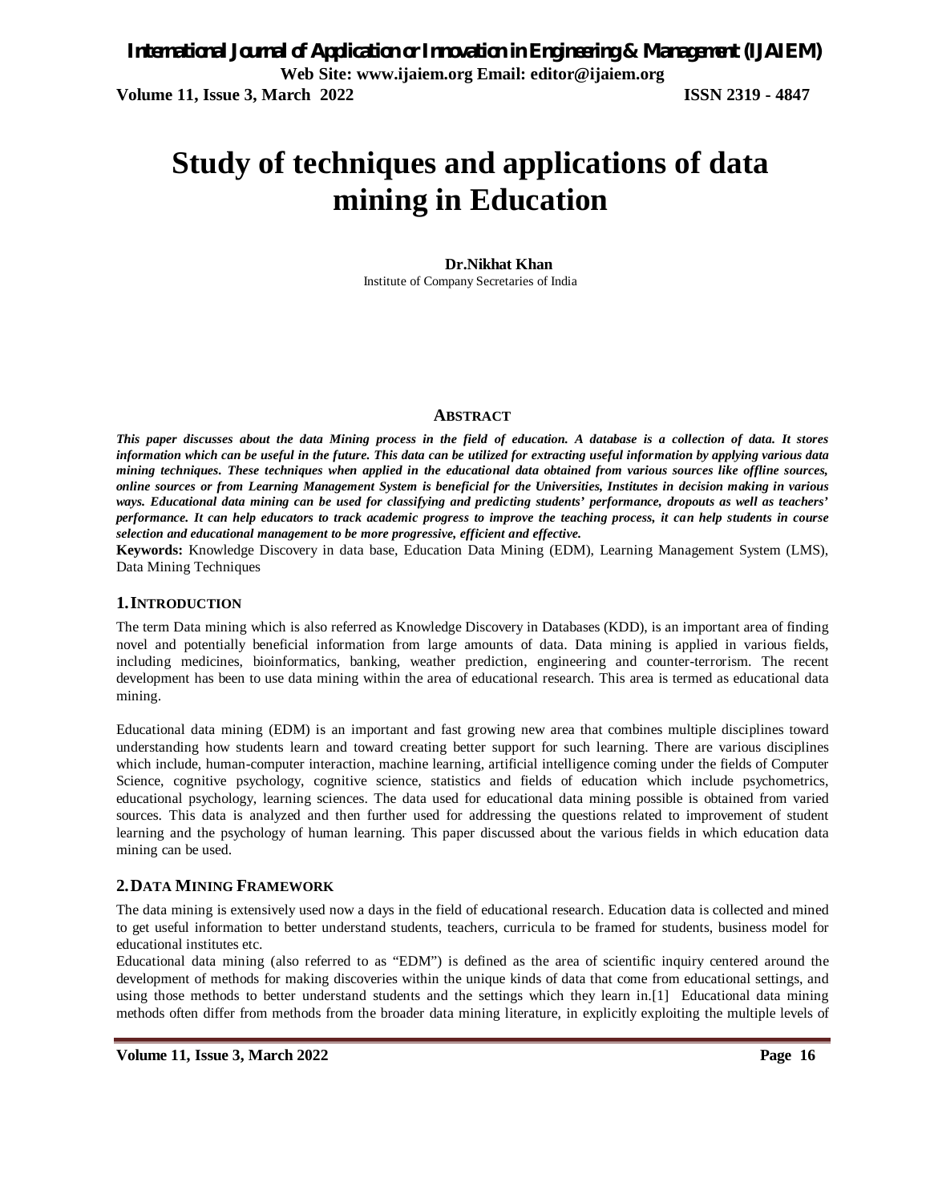# Study of techniques and applications of data mining in Education

**Dr.Nikhat Khan**

Institute of Company Secretaries of India

## ABSTRACT

***This paper discusses about the data Mining process in the field of education. A database is a collection of data. It stores information which can be useful in the future. This data can be utilized for extracting useful information by applying various data mining techniques. These techniques when applied in the educational data obtained from various sources like offline sources, online sources or from Learning Management System is beneficial for the Universities, Institutes in decision making in various ways. Educational data mining can be used for classifying and predicting students' performance, dropouts as well as teachers' performance. It can help educators to track academic progress to improve the teaching process, it can help students in course selection and educational management to be more progressive, efficient and effective.***

**Keywords:** Knowledge Discovery in data base, Education Data Mining (EDM), Learning Management System (LMS), Data Mining Techniques

## 1. INTRODUCTION

The term Data mining which is also referred as Knowledge Discovery in Databases (KDD), is an important area of finding novel and potentially beneficial information from large amounts of data. Data mining is applied in various fields, including medicines, bioinformatics, banking, weather prediction, engineering and counter-terrorism. The recent development has been to use data mining within the area of educational research. This area is termed as educational data mining.

Educational data mining (EDM) is an important and fast growing new area that combines multiple disciplines toward understanding how students learn and toward creating better support for such learning. There are various disciplines which include, human-computer interaction, machine learning, artificial intelligence coming under the fields of Computer Science, cognitive psychology, cognitive science, statistics and fields of education which include psychometrics, educational psychology, learning sciences. The data used for educational data mining possible is obtained from varied sources. This data is analyzed and then further used for addressing the questions related to improvement of student learning and the psychology of human learning. This paper discussed about the various fields in which education data mining can be used.

## 2. DATA MINING FRAMEWORK

The data mining is extensively used now a days in the field of educational research. Education data is collected and mined to get useful information to better understand students, teachers, curricula to be framed for students, business model for educational institutes etc.

Educational data mining (also referred to as "EDM") is defined as the area of scientific inquiry centered around the development of methods for making discoveries within the unique kinds of data that come from educational settings, and using those methods to better understand students and the settings which they learn in.[1] Educational data mining methods often differ from methods from the broader data mining literature, in explicitly exploiting the multiple levels of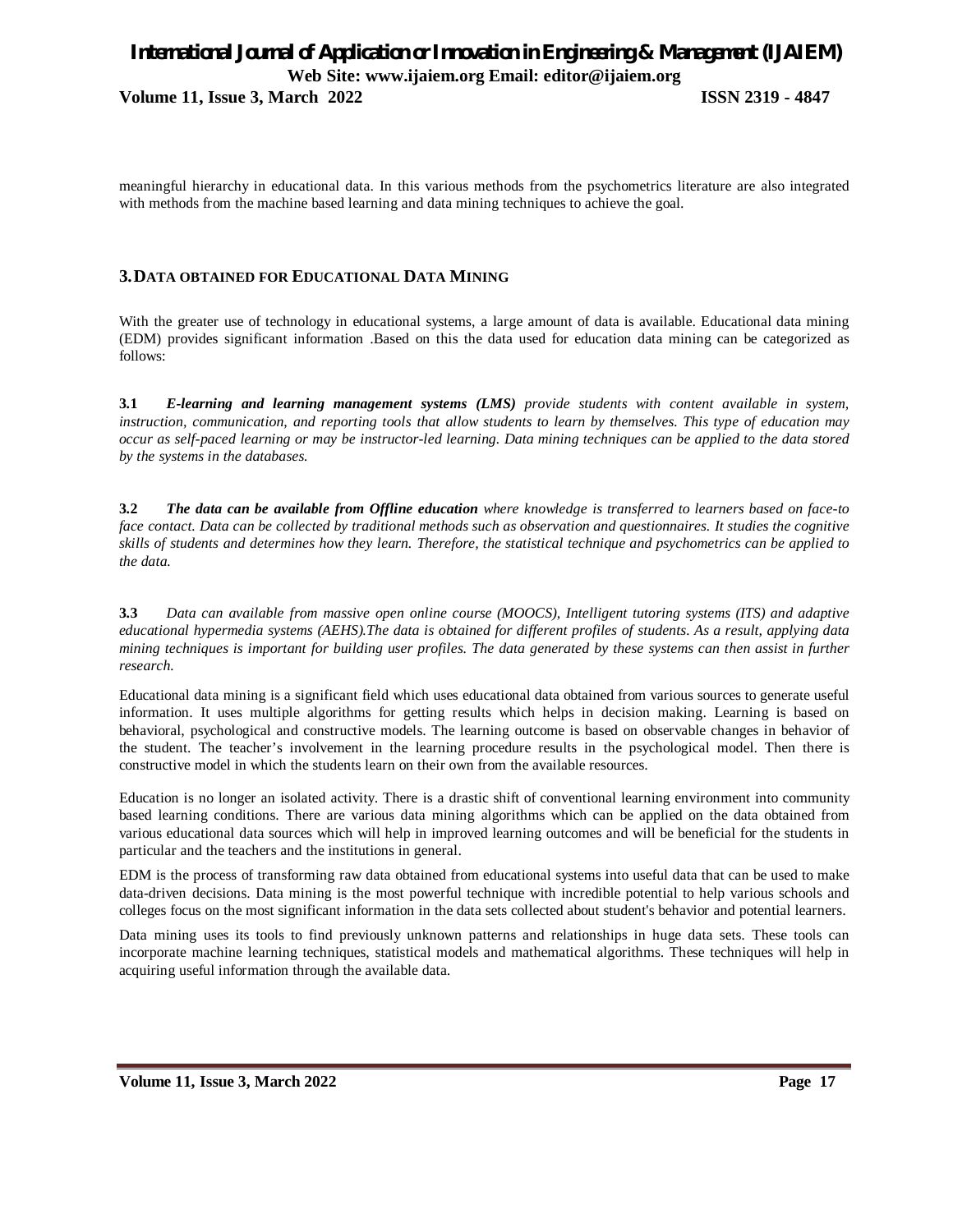meaningful hierarchy in educational data. In this various methods from the psychometrics literature are also integrated with methods from the machine based learning and data mining techniques to achieve the goal.

## 3. DATA OBTAINED FOR EDUCATIONAL DATA MINING

With the greater use of technology in educational systems, a large amount of data is available. Educational data mining (EDM) provides significant information .Based on this the data used for education data mining can be categorized as follows:

**3.1** ***E-learning and learning management systems (LMS)*** *provide students with content available in system, instruction, communication, and reporting tools that allow students to learn by themselves. This type of education may occur as self-paced learning or may be instructor-led learning. Data mining techniques can be applied to the data stored by the systems in the databases.*

**3.2** ***The data can be available from Offline education*** *where knowledge is transferred to learners based on face-to face contact. Data can be collected by traditional methods such as observation and questionnaires. It studies the cognitive skills of students and determines how they learn. Therefore, the statistical technique and psychometrics can be applied to the data.*

**3.3** *Data can available from massive open online course (MOOCS), Intelligent tutoring systems (ITS) and adaptive educational hypermedia systems (AEHS).The data is obtained for different profiles of students. As a result, applying data mining techniques is important for building user profiles. The data generated by these systems can then assist in further research.*

Educational data mining is a significant field which uses educational data obtained from various sources to generate useful information. It uses multiple algorithms for getting results which helps in decision making. Learning is based on behavioral, psychological and constructive models. The learning outcome is based on observable changes in behavior of the student. The teacher's involvement in the learning procedure results in the psychological model. Then there is constructive model in which the students learn on their own from the available resources.

Education is no longer an isolated activity. There is a drastic shift of conventional learning environment into community based learning conditions. There are various data mining algorithms which can be applied on the data obtained from various educational data sources which will help in improved learning outcomes and will be beneficial for the students in particular and the teachers and the institutions in general.

EDM is the process of transforming raw data obtained from educational systems into useful data that can be used to make data-driven decisions. Data mining is the most powerful technique with incredible potential to help various schools and colleges focus on the most significant information in the data sets collected about student's behavior and potential learners.

Data mining uses its tools to find previously unknown patterns and relationships in huge data sets. These tools can incorporate machine learning techniques, statistical models and mathematical algorithms. These techniques will help in acquiring useful information through the available data.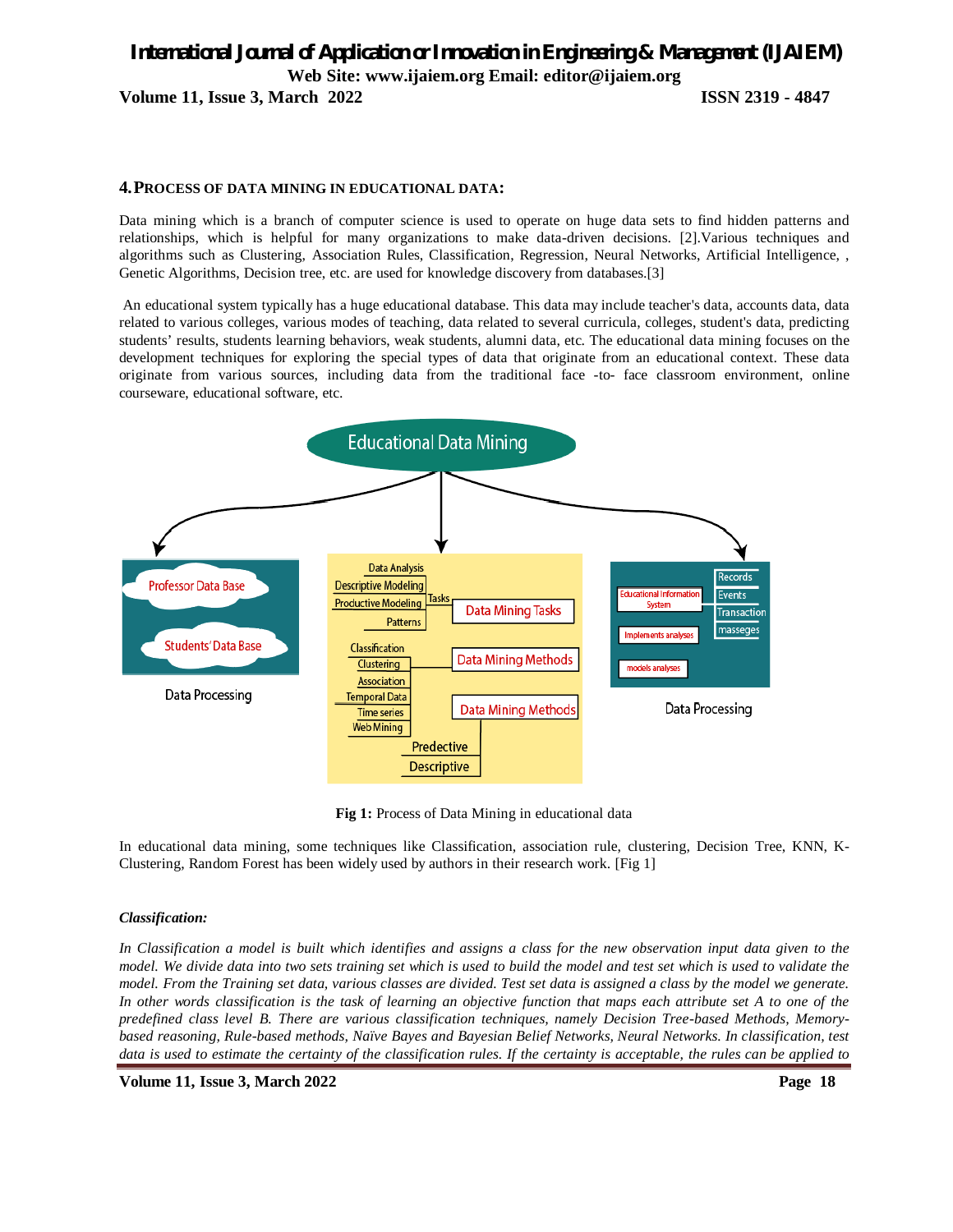## 4. PROCESS OF DATA MINING IN EDUCATIONAL DATA:

Data mining which is a branch of computer science is used to operate on huge data sets to find hidden patterns and relationships, which is helpful for many organizations to make data-driven decisions. [2].Various techniques and algorithms such as Clustering, Association Rules, Classification, Regression, Neural Networks, Artificial Intelligence, , Genetic Algorithms, Decision tree, etc. are used for knowledge discovery from databases.[3]

An educational system typically has a huge educational database. This data may include teacher's data, accounts data, data related to various colleges, various modes of teaching, data related to several curricula, colleges, student's data, predicting students' results, students learning behaviors, weak students, alumni data, etc. The educational data mining focuses on the development techniques for exploring the special types of data that originate from an educational context. These data originate from various sources, including data from the traditional face -to- face classroom environment, online courseware, educational software, etc.

**Fig 1:** Process of Data Mining in educational data

In educational data mining, some techniques like Classification, association rule, clustering, Decision Tree, KNN, K-Clustering, Random Forest has been widely used by authors in their research work. [Fig 1]

***Classification:***

*In Classification a model is built which identifies and assigns a class for the new observation input data given to the model. We divide data into two sets training set which is used to build the model and test set which is used to validate the model. From the Training set data, various classes are divided. Test set data is assigned a class by the model we generate. In other words classification is the task of learning an objective function that maps each attribute set A to one of the predefined class level B. There are various classification techniques, namely Decision Tree-based Methods, Memory-based reasoning, Rule-based methods, Naïve Bayes and Bayesian Belief Networks, Neural Networks. In classification, test data is used to estimate the certainty of the classification rules. If the certainty is acceptable, the rules can be applied to*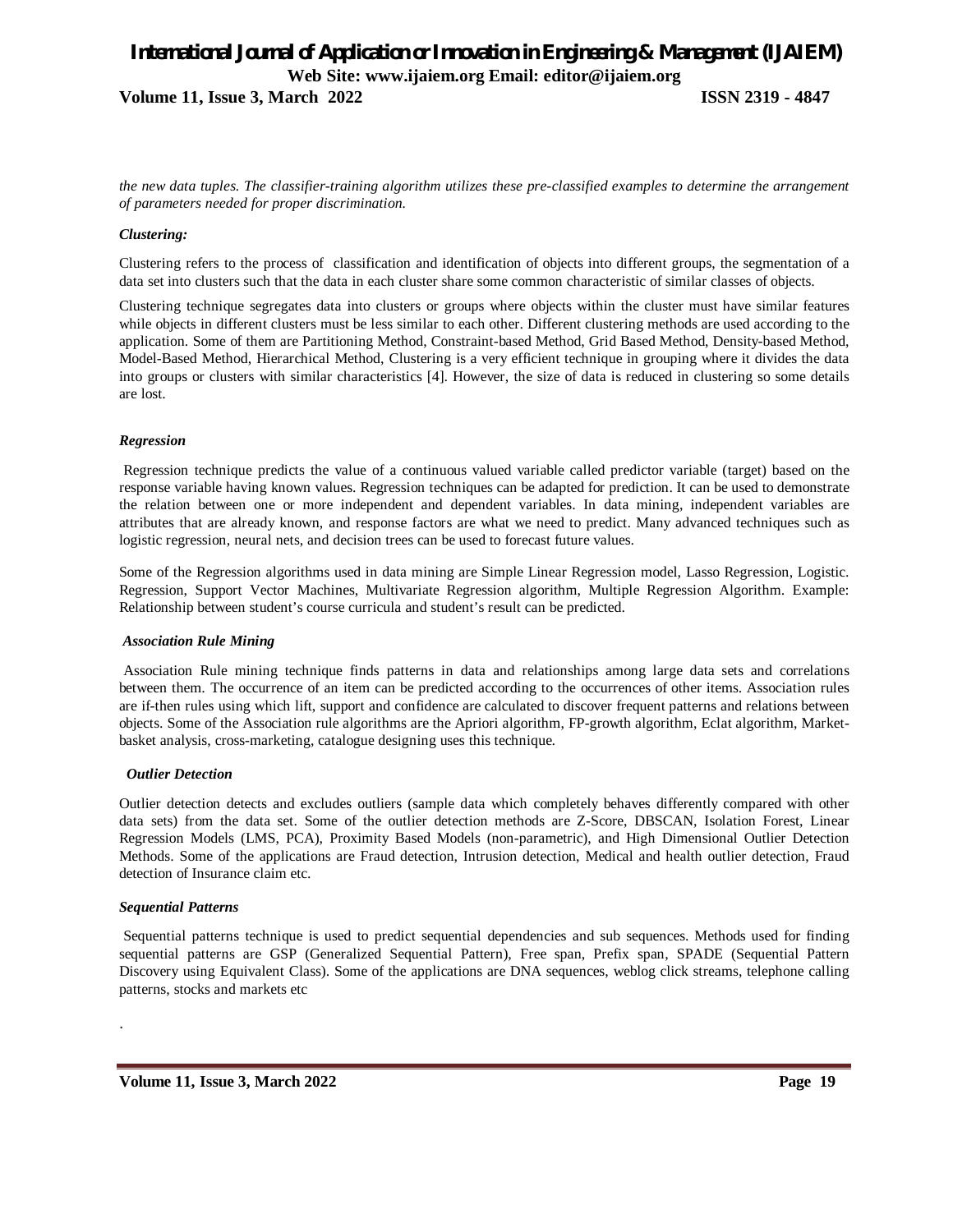*the new data tuples. The classifier-training algorithm utilizes these pre-classified examples to determine the arrangement of parameters needed for proper discrimination.*

### *Clustering:*

Clustering refers to the process of classification and identification of objects into different groups, the segmentation of a data set into clusters such that the data in each cluster share some common characteristic of similar classes of objects.

Clustering technique segregates data into clusters or groups where objects within the cluster must have similar features while objects in different clusters must be less similar to each other. Different clustering methods are used according to the application. Some of them are Partitioning Method, Constraint-based Method, Grid Based Method, Density-based Method, Model-Based Method, Hierarchical Method, Clustering is a very efficient technique in grouping where it divides the data into groups or clusters with similar characteristics [4]. However, the size of data is reduced in clustering so some details are lost.

### *Regression*

Regression technique predicts the value of a continuous valued variable called predictor variable (target) based on the response variable having known values. Regression techniques can be adapted for prediction. It can be used to demonstrate the relation between one or more independent and dependent variables. In data mining, independent variables are attributes that are already known, and response factors are what we need to predict. Many advanced techniques such as logistic regression, neural nets, and decision trees can be used to forecast future values.

Some of the Regression algorithms used in data mining are Simple Linear Regression model, Lasso Regression, Logistic. Regression, Support Vector Machines, Multivariate Regression algorithm, Multiple Regression Algorithm. Example: Relationship between student's course curricula and student's result can be predicted.

### *Association Rule Mining*

Association Rule mining technique finds patterns in data and relationships among large data sets and correlations between them. The occurrence of an item can be predicted according to the occurrences of other items. Association rules are if-then rules using which lift, support and confidence are calculated to discover frequent patterns and relations between objects. Some of the Association rule algorithms are the Apriori algorithm, FP-growth algorithm, Eclat algorithm, Market-basket analysis, cross-marketing, catalogue designing uses this technique.

### *Outlier Detection*

Outlier detection detects and excludes outliers (sample data which completely behaves differently compared with other data sets) from the data set. Some of the outlier detection methods are Z-Score, DBSCAN, Isolation Forest, Linear Regression Models (LMS, PCA), Proximity Based Models (non-parametric), and High Dimensional Outlier Detection Methods. Some of the applications are Fraud detection, Intrusion detection, Medical and health outlier detection, Fraud detection of Insurance claim etc.

### *Sequential Patterns*

Sequential patterns technique is used to predict sequential dependencies and sub sequences. Methods used for finding sequential patterns are GSP (Generalized Sequential Pattern), Free span, Prefix span, SPADE (Sequential Pattern Discovery using Equivalent Class). Some of the applications are DNA sequences, weblog click streams, telephone calling patterns, stocks and markets etc

.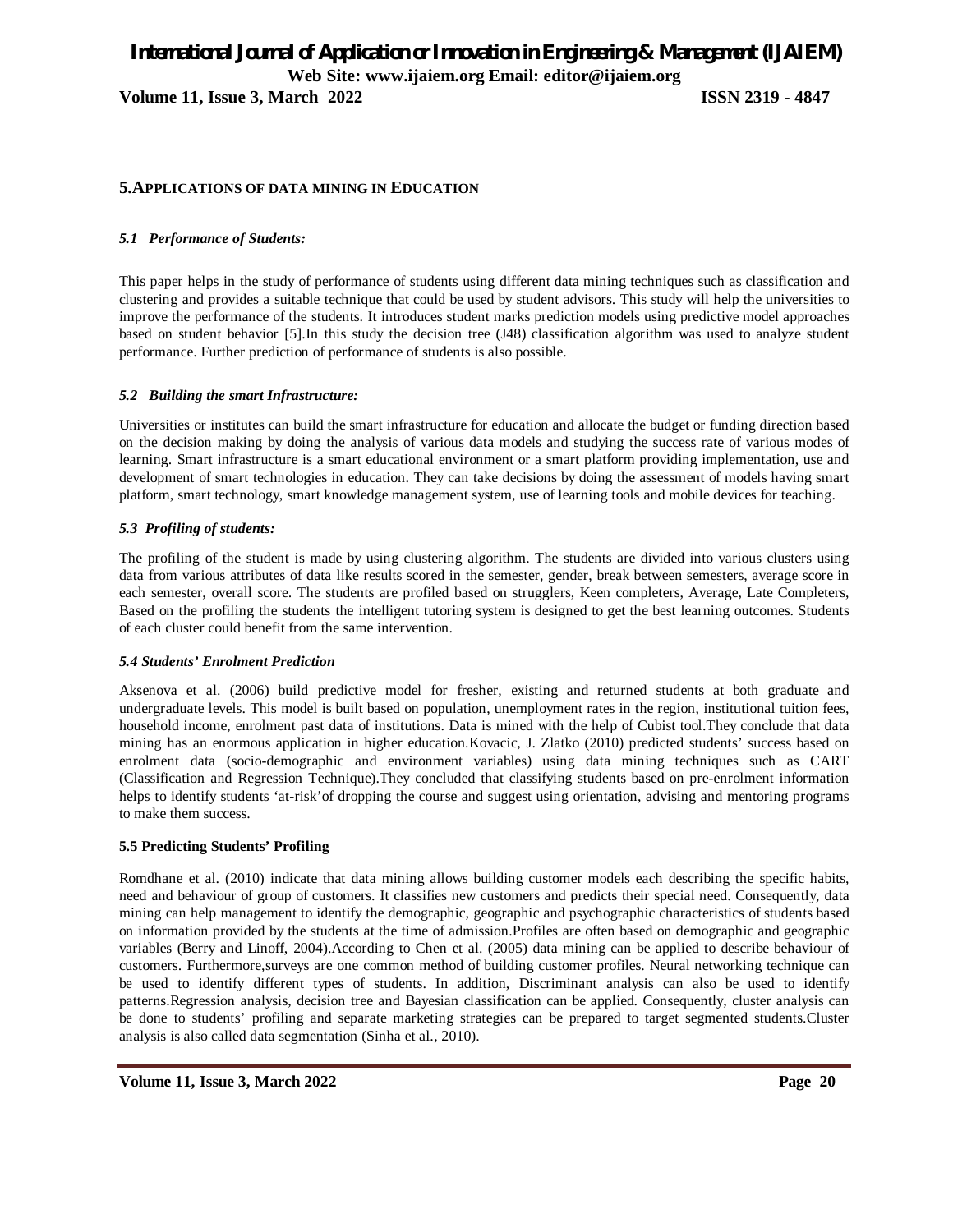## 5. APPLICATIONS OF DATA MINING IN EDUCATION

### *5.1 Performance of Students:*

This paper helps in the study of performance of students using different data mining techniques such as classification and clustering and provides a suitable technique that could be used by student advisors. This study will help the universities to improve the performance of the students. It introduces student marks prediction models using predictive model approaches based on student behavior [5].In this study the decision tree (J48) classification algorithm was used to analyze student performance. Further prediction of performance of students is also possible.

### *5.2 Building the smart Infrastructure:*

Universities or institutes can build the smart infrastructure for education and allocate the budget or funding direction based on the decision making by doing the analysis of various data models and studying the success rate of various modes of learning. Smart infrastructure is a smart educational environment or a smart platform providing implementation, use and development of smart technologies in education. They can take decisions by doing the assessment of models having smart platform, smart technology, smart knowledge management system, use of learning tools and mobile devices for teaching.

### *5.3 Profiling of students:*

The profiling of the student is made by using clustering algorithm. The students are divided into various clusters using data from various attributes of data like results scored in the semester, gender, break between semesters, average score in each semester, overall score. The students are profiled based on strugglers, Keen completers, Average, Late Completers, Based on the profiling the students the intelligent tutoring system is designed to get the best learning outcomes. Students of each cluster could benefit from the same intervention.

### *5.4 Students' Enrolment Prediction*

Aksenova et al. (2006) build predictive model for fresher, existing and returned students at both graduate and undergraduate levels. This model is built based on population, unemployment rates in the region, institutional tuition fees, household income, enrolment past data of institutions. Data is mined with the help of Cubist tool.They conclude that data mining has an enormous application in higher education.Kovacic, J. Zlatko (2010) predicted students' success based on enrolment data (socio-demographic and environment variables) using data mining techniques such as CART (Classification and Regression Technique).They concluded that classifying students based on pre-enrolment information helps to identify students 'at-risk'of dropping the course and suggest using orientation, advising and mentoring programs to make them success.

### 5.5 Predicting Students' Profiling

Romdhane et al. (2010) indicate that data mining allows building customer models each describing the specific habits, need and behaviour of group of customers. It classifies new customers and predicts their special need. Consequently, data mining can help management to identify the demographic, geographic and psychographic characteristics of students based on information provided by the students at the time of admission.Profiles are often based on demographic and geographic variables (Berry and Linoff, 2004).According to Chen et al. (2005) data mining can be applied to describe behaviour of customers. Furthermore,surveys are one common method of building customer profiles. Neural networking technique can be used to identify different types of students. In addition, Discriminant analysis can also be used to identify patterns.Regression analysis, decision tree and Bayesian classification can be applied. Consequently, cluster analysis can be done to students' profiling and separate marketing strategies can be prepared to target segmented students.Cluster analysis is also called data segmentation (Sinha et al., 2010).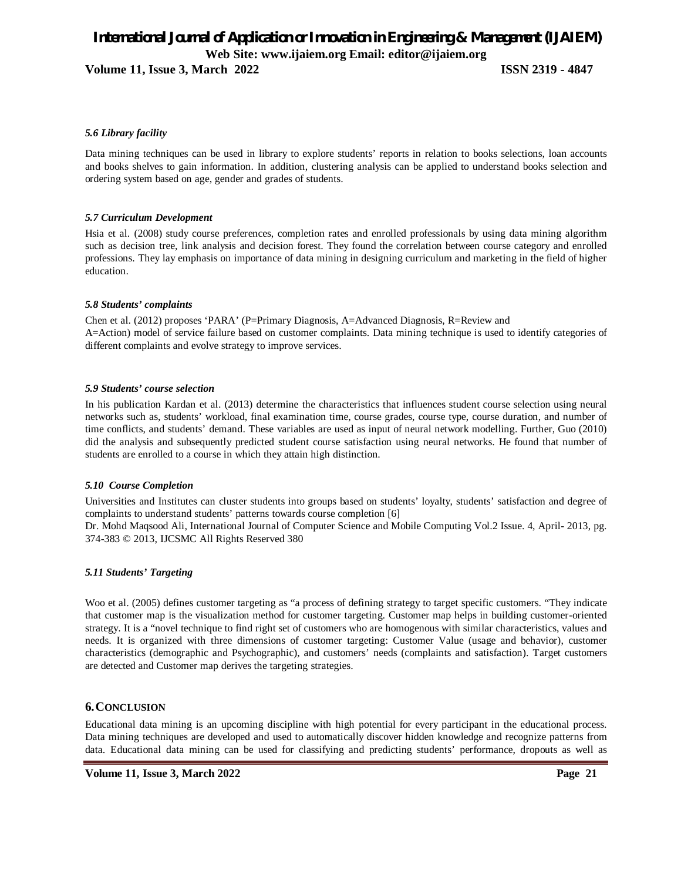### *5.6 Library facility*

Data mining techniques can be used in library to explore students' reports in relation to books selections, loan accounts and books shelves to gain information. In addition, clustering analysis can be applied to understand books selection and ordering system based on age, gender and grades of students.

### *5.7 Curriculum Development*

Hsia et al. (2008) study course preferences, completion rates and enrolled professionals by using data mining algorithm such as decision tree, link analysis and decision forest. They found the correlation between course category and enrolled professions. They lay emphasis on importance of data mining in designing curriculum and marketing in the field of higher education.

### *5.8 Students' complaints*

Chen et al. (2012) proposes 'PARA' (P=Primary Diagnosis, A=Advanced Diagnosis, R=Review and
A=Action) model of service failure based on customer complaints. Data mining technique is used to identify categories of different complaints and evolve strategy to improve services.

### *5.9 Students' course selection*

In his publication Kardan et al. (2013) determine the characteristics that influences student course selection using neural networks such as, students' workload, final examination time, course grades, course type, course duration, and number of time conflicts, and students' demand. These variables are used as input of neural network modelling. Further, Guo (2010) did the analysis and subsequently predicted student course satisfaction using neural networks. He found that number of students are enrolled to a course in which they attain high distinction.

### *5.10 Course Completion*

Universities and Institutes can cluster students into groups based on students' loyalty, students' satisfaction and degree of complaints to understand students' patterns towards course completion [6]
Dr. Mohd Maqsood Ali, International Journal of Computer Science and Mobile Computing Vol.2 Issue. 4, April- 2013, pg. 374-383 © 2013, IJCSMC All Rights Reserved 380

### *5.11 Students' Targeting*

Woo et al. (2005) defines customer targeting as "a process of defining strategy to target specific customers. "They indicate that customer map is the visualization method for customer targeting. Customer map helps in building customer-oriented strategy. It is a "novel technique to find right set of customers who are homogenous with similar characteristics, values and needs. It is organized with three dimensions of customer targeting: Customer Value (usage and behavior), customer characteristics (demographic and Psychographic), and customers' needs (complaints and satisfaction). Target customers are detected and Customer map derives the targeting strategies.

## 6. CONCLUSION

Educational data mining is an upcoming discipline with high potential for every participant in the educational process. Data mining techniques are developed and used to automatically discover hidden knowledge and recognize patterns from data. Educational data mining can be used for classifying and predicting students' performance, dropouts as well as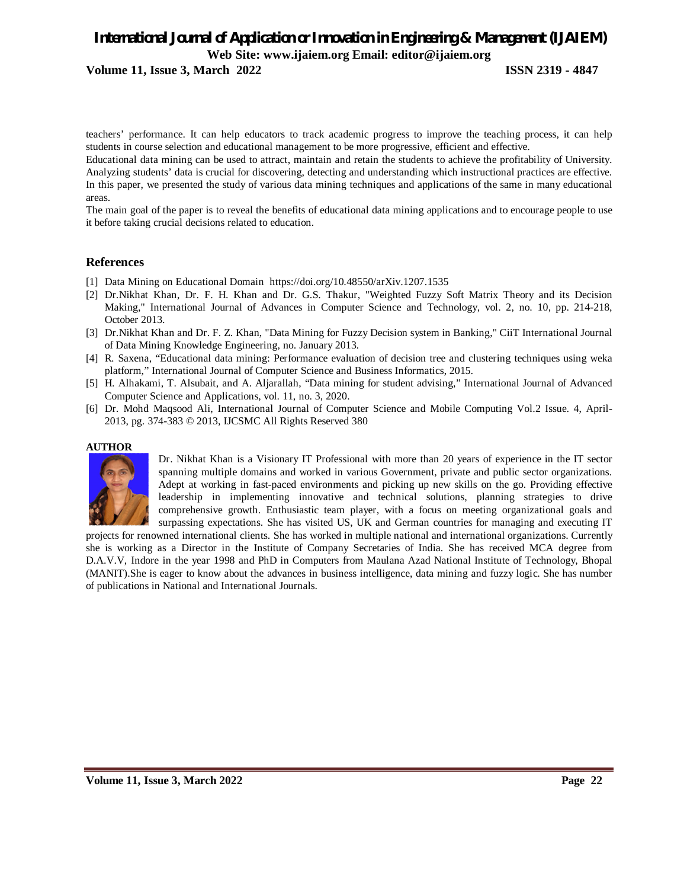teachers' performance. It can help educators to track academic progress to improve the teaching process, it can help students in course selection and educational management to be more progressive, efficient and effective.

Educational data mining can be used to attract, maintain and retain the students to achieve the profitability of University. Analyzing students' data is crucial for discovering, detecting and understanding which instructional practices are effective. In this paper, we presented the study of various data mining techniques and applications of the same in many educational areas.

The main goal of the paper is to reveal the benefits of educational data mining applications and to encourage people to use it before taking crucial decisions related to education.

## References

[1] Data Mining on Educational Domain https://doi.org/10.48550/arXiv.1207.1535

[2] Dr.Nikhat Khan, Dr. F. H. Khan and Dr. G.S. Thakur, "Weighted Fuzzy Soft Matrix Theory and its Decision Making," International Journal of Advances in Computer Science and Technology, vol. 2, no. 10, pp. 214-218, October 2013.

[3] Dr.Nikhat Khan and Dr. F. Z. Khan, "Data Mining for Fuzzy Decision system in Banking," CiiT International Journal of Data Mining Knowledge Engineering, no. January 2013.

[4] R. Saxena, "Educational data mining: Performance evaluation of decision tree and clustering techniques using weka platform," International Journal of Computer Science and Business Informatics, 2015.

[5] H. Alhakami, T. Alsubait, and A. Aljarallah, "Data mining for student advising," International Journal of Advanced Computer Science and Applications, vol. 11, no. 3, 2020.

[6] Dr. Mohd Maqsood Ali, International Journal of Computer Science and Mobile Computing Vol.2 Issue. 4, April-2013, pg. 374-383 © 2013, IJCSMC All Rights Reserved 380

**AUTHOR**

Dr. Nikhat Khan is a Visionary IT Professional with more than 20 years of experience in the IT sector spanning multiple domains and worked in various Government, private and public sector organizations. Adept at working in fast-paced environments and picking up new skills on the go. Providing effective leadership in implementing innovative and technical solutions, planning strategies to drive comprehensive growth. Enthusiastic team player, with a focus on meeting organizational goals and surpassing expectations. She has visited US, UK and German countries for managing and executing IT projects for renowned international clients. She has worked in multiple national and international organizations. Currently she is working as a Director in the Institute of Company Secretaries of India. She has received MCA degree from D.A.V.V, Indore in the year 1998 and PhD in Computers from Maulana Azad National Institute of Technology, Bhopal (MANIT).She is eager to know about the advances in business intelligence, data mining and fuzzy logic. She has number of publications in National and International Journals.